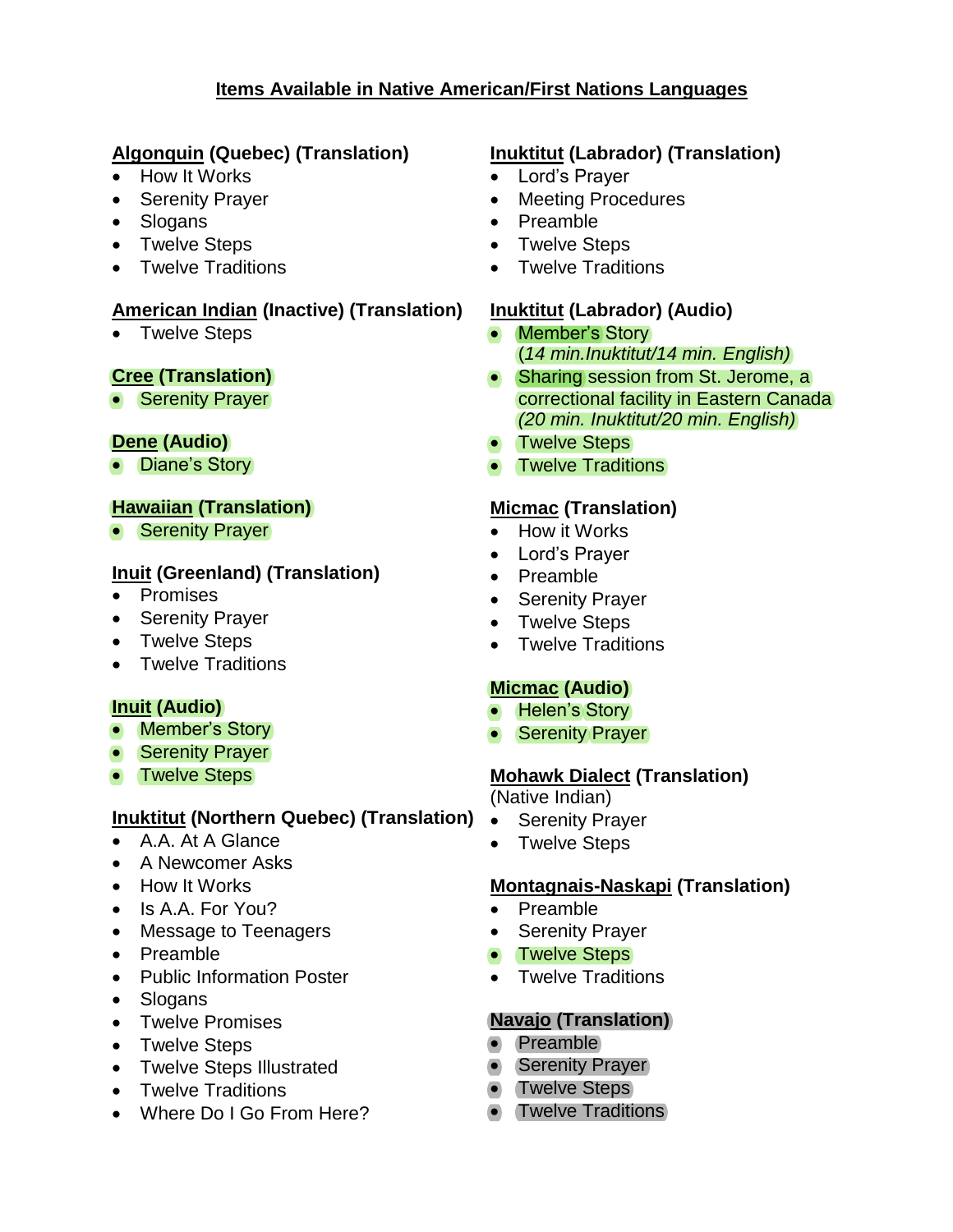# Items Available in Native American/First Nations Languages

### Algonquin (Quebec) (Translation)

- How It Works
- Serenity Prayer
- Slogans
- Twelve Steps
- Twelve Traditions

### American Indian (Inactive) (Translation)

- Twelve Steps

### Cree (Translation)

- Serenity Prayer

### Dene (Audio)

- Diane's Story

### Hawaiian (Translation)

- Serenity Prayer

### Inuit (Greenland) (Translation)

- Promises
- Serenity Prayer
- Twelve Steps
- Twelve Traditions

### Inuit (Audio)

- Member's Story
- Serenity Prayer
- Twelve Steps

### Inuktitut (Northern Quebec) (Translation)

- A.A. At A Glance
- A Newcomer Asks
- How It Works
- Is A.A. For You?
- Message to Teenagers
- Preamble
- Public Information Poster
- Slogans
- Twelve Promises
- Twelve Steps
- Twelve Steps Illustrated
- Twelve Traditions
- Where Do I Go From Here?

### Inuktitut (Labrador) (Translation)

- Lord's Prayer
- Meeting Procedures
- Preamble
- Twelve Steps
- Twelve Traditions

### Inuktitut (Labrador) (Audio)

- Member's Story  
  *(14 min.Inuktitut/14 min. English)*
- Sharing session from St. Jerome, a correctional facility in Eastern Canada  
  *(20 min. Inuktitut/20 min. English)*
- Twelve Steps
- Twelve Traditions

### Micmac (Translation)

- How it Works
- Lord's Prayer
- Preamble
- Serenity Prayer
- Twelve Steps
- Twelve Traditions

### Micmac (Audio)

- Helen's Story
- Serenity Prayer

### Mohawk Dialect (Translation)

(Native Indian)

- Serenity Prayer
- Twelve Steps

### Montagnais-Naskapi (Translation)

- Preamble
- Serenity Prayer
- Twelve Steps
- Twelve Traditions

### Navajo (Translation)

- Preamble
- Serenity Prayer
- Twelve Steps
- Twelve Traditions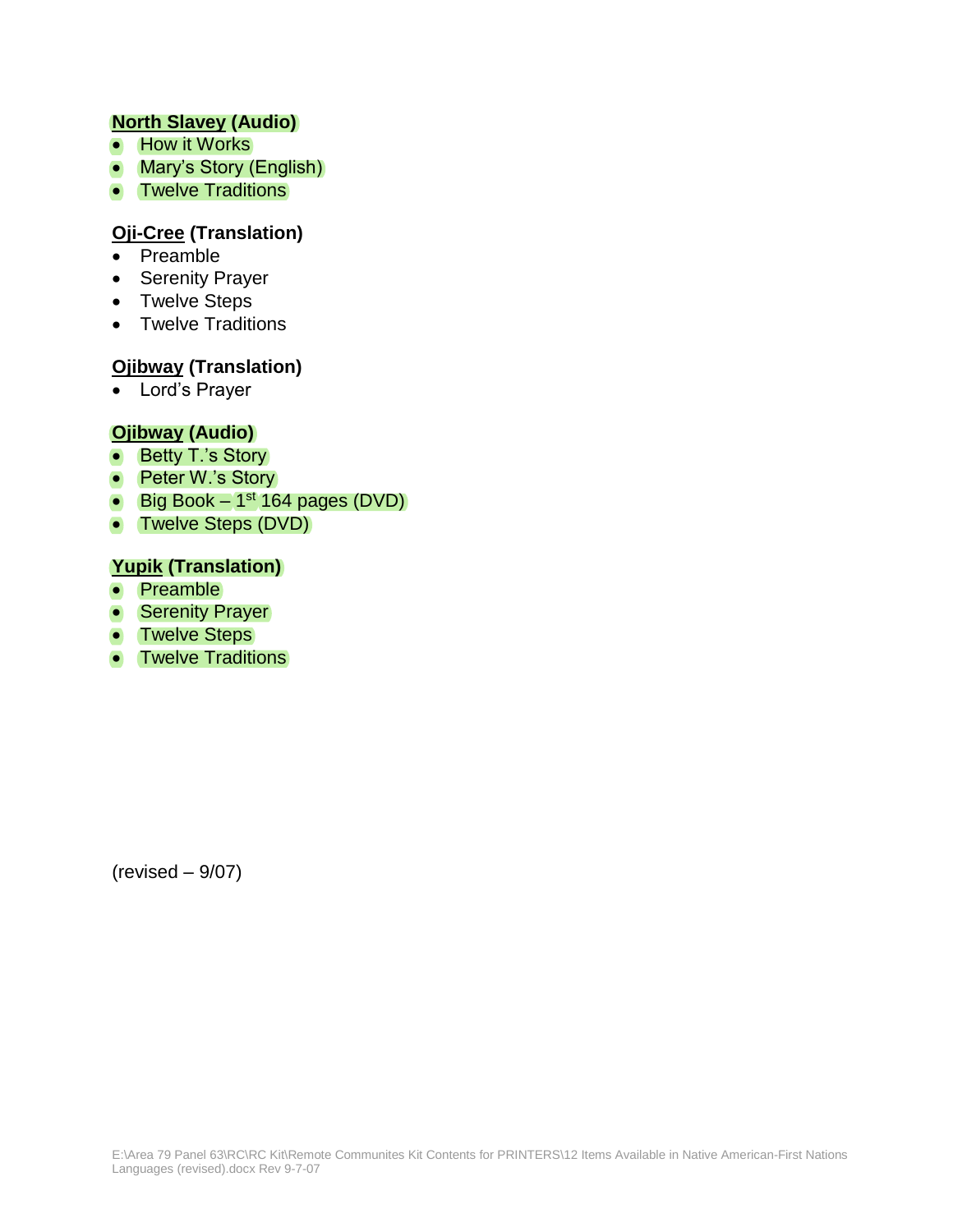**North Slavey (Audio)**

- How it Works
- Mary's Story (English)
- Twelve Traditions

**Oji-Cree (Translation)**

- Preamble
- Serenity Prayer
- Twelve Steps
- Twelve Traditions

**Ojibway (Translation)**

- Lord's Prayer

**Ojibway (Audio)**

- Betty T.'s Story
- Peter W.'s Story
- Big Book – 1st 164 pages (DVD)
- Twelve Steps (DVD)

**Yupik (Translation)**

- Preamble
- Serenity Prayer
- Twelve Steps
- Twelve Traditions

(revised – 9/07)

E:\Area 79 Panel 63\RC\RC Kit\Remote Communites Kit Contents for PRINTERS\12 Items Available in Native American-First Nations Languages (revised).docx Rev 9-7-07